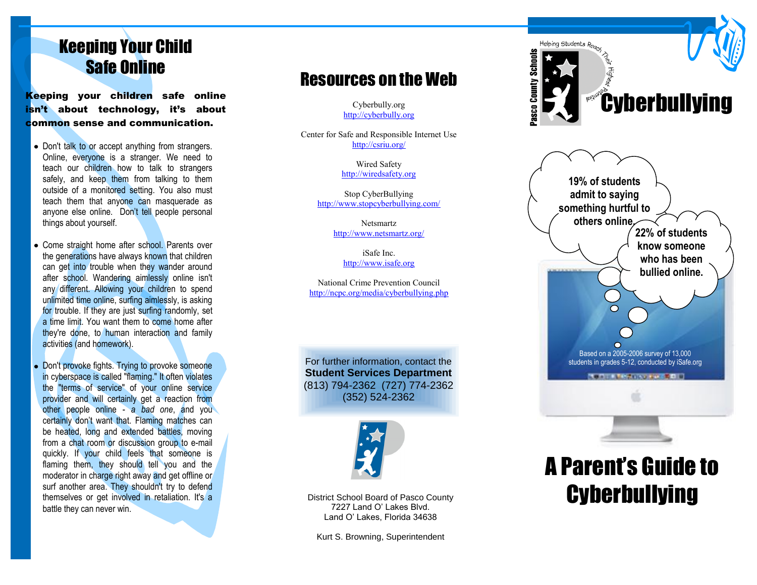# Keeping Your Child Safe Online

**Keeping your children safe online isn't about technology, it's about common sense and communication.**

- Don't talk to or accept anything from strangers. Online, everyone is a stranger. We need to teach our children how to talk to strangers safely, and keep them from talking to them outside of a monitored setting. You also must teach them that anyone can masquerade as anyone else online. Don't tell people personal things about yourself.
- Come straight home after school. Parents over the generations have always known that children can get into trouble when they wander around after school. Wandering aimlessly online isn't any different. Allowing your children to spend unlimited time online, surfing aimlessly, is asking for trouble. If they are just surfing randomly, set a time limit. You want them to come home after they're done, to human interaction and family activities (and homework).
- Don't provoke fights. Trying to provoke someone in cyberspace is called "flaming." It often violates the "terms of service" of your online service provider and will certainly get a reaction from other people online - *a bad one*, and you certainly don't want that. Flaming matches can be heated, long and extended battles, moving from a chat room or discussion group to e-mail quickly. If your child feels that someone is flaming them, they should tell you and the moderator in charge right away and get offline or surf another area. They shouldn't try to defend themselves or get involved in retaliation. It's a battle they can never win.

# Resources on the Web

Cyberbully.org
http://cyberbully.org

Center for Safe and Responsible Internet Use
http://csriu.org/

Wired Safety
http://wiredsafety.org

Stop CyberBullying
http://www.stopcyberbullying.com/

Netsmartz
http://www.netsmartz.org/

iSafe Inc.
http://www.isafe.org

National Crime Prevention Council
http://ncpc.org/media/cyberbullying.php

For further information, contact the
**Student Services Department**
(813) 794-2362 (727) 774-2362
(352) 524-2362

District School Board of Pasco County
7227 Land O' Lakes Blvd.
Land O' Lakes, Florida 34638

Kurt S. Browning, Superintendent

Pasco County Schools
Helping Students Reach Their Highest Potential

# Cyberbullying

19% of students admit to saying something hurtful to others online.

22% of students know someone who has been bullied online.

Based on a 2005-2006 survey of 13,000 students in grades 5-12, conducted by iSafe.org

# A Parent's Guide to Cyberbullying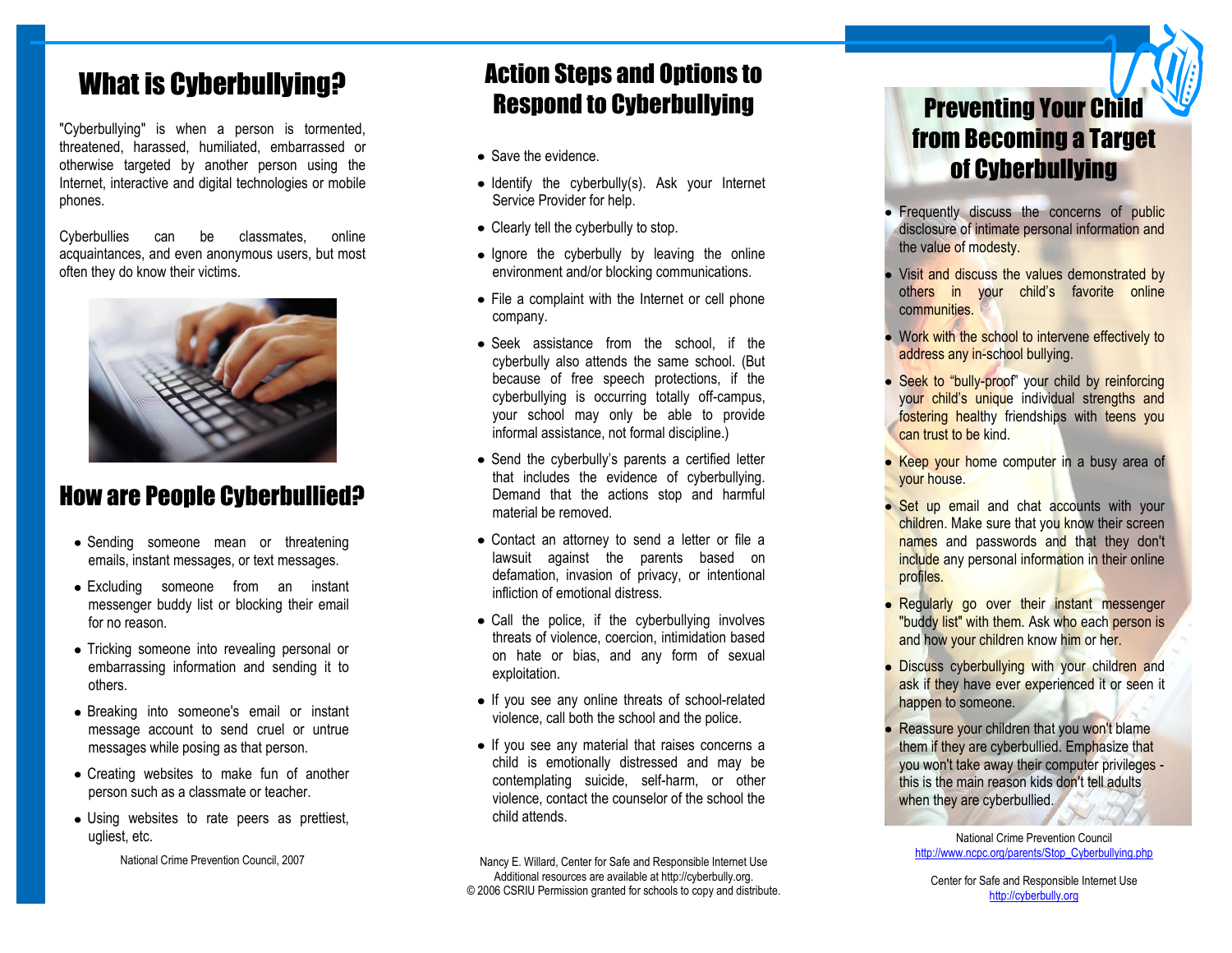# What is Cyberbullying?

"Cyberbullying" is when a person is tormented, threatened, harassed, humiliated, embarrassed or otherwise targeted by another person using the Internet, interactive and digital technologies or mobile phones.

Cyberbullies can be classmates, online acquaintances, and even anonymous users, but most often they do know their victims.

# How are People Cyberbullied?

- Sending someone mean or threatening emails, instant messages, or text messages.
- Excluding someone from an instant messenger buddy list or blocking their email for no reason.
- Tricking someone into revealing personal or embarrassing information and sending it to others.
- Breaking into someone's email or instant message account to send cruel or untrue messages while posing as that person.
- Creating websites to make fun of another person such as a classmate or teacher.
- Using websites to rate peers as prettiest, ugliest, etc.

National Crime Prevention Council, 2007

# Action Steps and Options to Respond to Cyberbullying

- Save the evidence.
- Identify the cyberbully(s). Ask your Internet Service Provider for help.
- Clearly tell the cyberbully to stop.
- Ignore the cyberbully by leaving the online environment and/or blocking communications.
- File a complaint with the Internet or cell phone company.
- Seek assistance from the school, if the cyberbully also attends the same school. (But because of free speech protections, if the cyberbullying is occurring totally off-campus, your school may only be able to provide informal assistance, not formal discipline.)
- Send the cyberbully's parents a certified letter that includes the evidence of cyberbullying. Demand that the actions stop and harmful material be removed.
- Contact an attorney to send a letter or file a lawsuit against the parents based on defamation, invasion of privacy, or intentional infliction of emotional distress.
- Call the police, if the cyberbullying involves threats of violence, coercion, intimidation based on hate or bias, and any form of sexual exploitation.
- If you see any online threats of school-related violence, call both the school and the police.
- If you see any material that raises concerns a child is emotionally distressed and may be contemplating suicide, self-harm, or other violence, contact the counselor of the school the child attends.

Nancy E. Willard, Center for Safe and Responsible Internet Use
Additional resources are available at http://cyberbully.org.
© 2006 CSRIU Permission granted for schools to copy and distribute.

# Preventing Your Child from Becoming a Target of Cyberbullying

- Frequently discuss the concerns of public disclosure of intimate personal information and the value of modesty.
- Visit and discuss the values demonstrated by others in your child's favorite online communities.
- Work with the school to intervene effectively to address any in-school bullying.
- Seek to "bully-proof" your child by reinforcing your child's unique individual strengths and fostering healthy friendships with teens you can trust to be kind.
- Keep your home computer in a busy area of your house.
- Set up email and chat accounts with your children. Make sure that you know their screen names and passwords and that they don't include any personal information in their online profiles.
- Regularly go over their instant messenger "buddy list" with them. Ask who each person is and how your children know him or her.
- Discuss cyberbullying with your children and ask if they have ever experienced it or seen it happen to someone.
- Reassure your children that you won't blame them if they are cyberbullied. Emphasize that you won't take away their computer privileges - this is the main reason kids don't tell adults when they are cyberbullied.

National Crime Prevention Council
http://www.ncpc.org/parents/Stop_Cyberbullying.php

Center for Safe and Responsible Internet Use
http://cyberbully.org